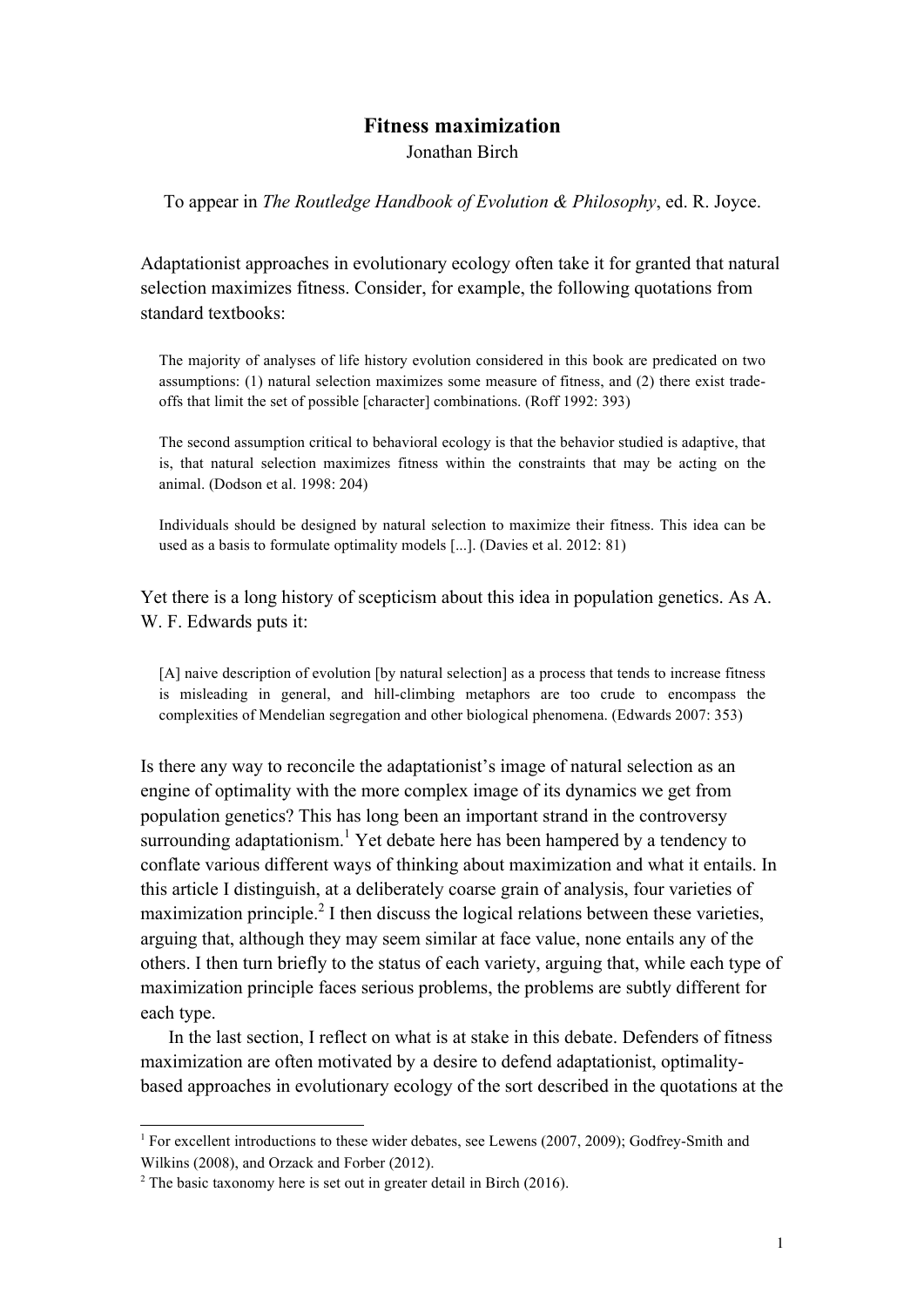# Fitness maximization

Jonathan Birch

To appear in *The Routledge Handbook of Evolution & Philosophy*, ed. R. Joyce.

Adaptationist approaches in evolutionary ecology often take it for granted that natural selection maximizes fitness. Consider, for example, the following quotations from standard textbooks:

> The majority of analyses of life history evolution considered in this book are predicated on two assumptions: (1) natural selection maximizes some measure of fitness, and (2) there exist trade-offs that limit the set of possible [character] combinations. (Roff 1992: 393)

> The second assumption critical to behavioral ecology is that the behavior studied is adaptive, that is, that natural selection maximizes fitness within the constraints that may be acting on the animal. (Dodson et al. 1998: 204)

> Individuals should be designed by natural selection to maximize their fitness. This idea can be used as a basis to formulate optimality models [...]. (Davies et al. 2012: 81)

Yet there is a long history of scepticism about this idea in population genetics. As A. W. F. Edwards puts it:

> [A] naive description of evolution [by natural selection] as a process that tends to increase fitness is misleading in general, and hill-climbing metaphors are too crude to encompass the complexities of Mendelian segregation and other biological phenomena. (Edwards 2007: 353)

Is there any way to reconcile the adaptationist's image of natural selection as an engine of optimality with the more complex image of its dynamics we get from population genetics? This has long been an important strand in the controversy surrounding adaptationism.[1] Yet debate here has been hampered by a tendency to conflate various different ways of thinking about maximization and what it entails. In this article I distinguish, at a deliberately coarse grain of analysis, four varieties of maximization principle.[2] I then discuss the logical relations between these varieties, arguing that, although they may seem similar at face value, none entails any of the others. I then turn briefly to the status of each variety, arguing that, while each type of maximization principle faces serious problems, the problems are subtly different for each type.

In the last section, I reflect on what is at stake in this debate. Defenders of fitness maximization are often motivated by a desire to defend adaptationist, optimality-based approaches in evolutionary ecology of the sort described in the quotations at the

---

[1] For excellent introductions to these wider debates, see Lewens (2007, 2009); Godfrey-Smith and Wilkins (2008), and Orzack and Forber (2012).

[2] The basic taxonomy here is set out in greater detail in Birch (2016).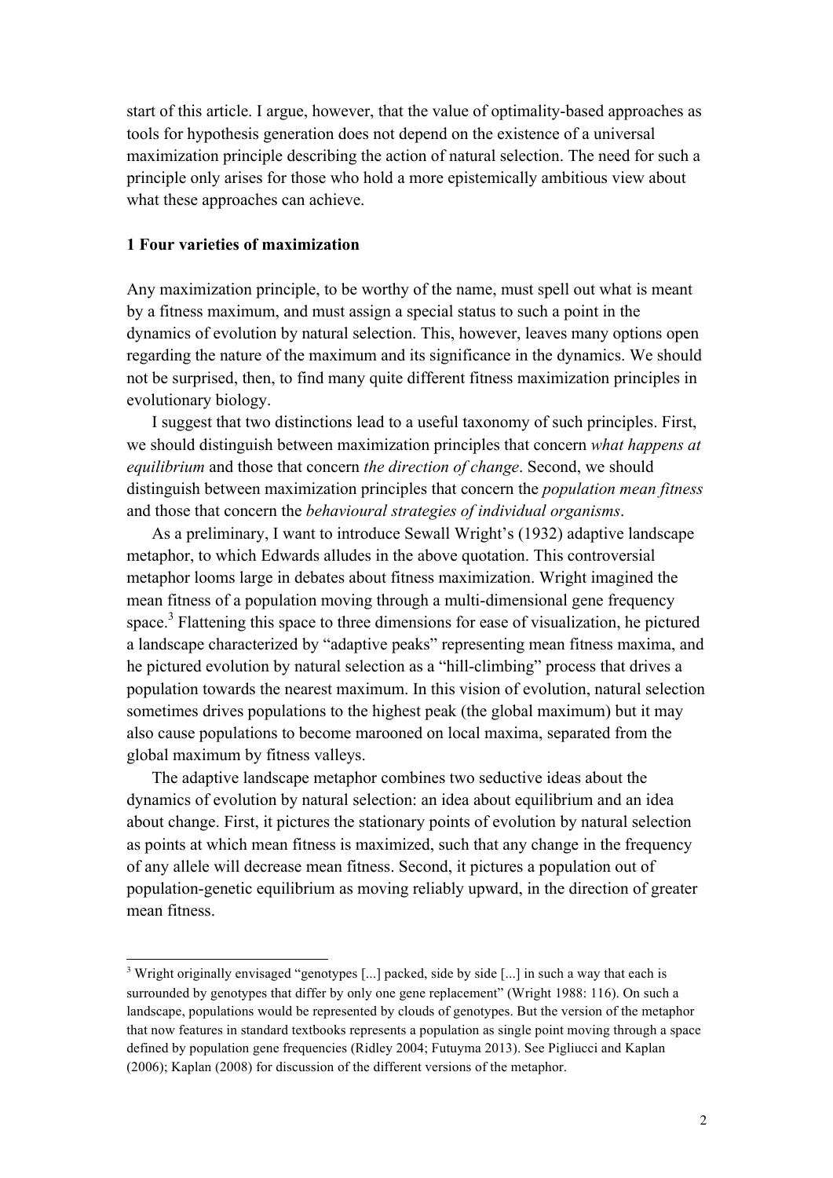start of this article. I argue, however, that the value of optimality-based approaches as tools for hypothesis generation does not depend on the existence of a universal maximization principle describing the action of natural selection. The need for such a principle only arises for those who hold a more epistemically ambitious view about what these approaches can achieve.

## 1 Four varieties of maximization

Any maximization principle, to be worthy of the name, must spell out what is meant by a fitness maximum, and must assign a special status to such a point in the dynamics of evolution by natural selection. This, however, leaves many options open regarding the nature of the maximum and its significance in the dynamics. We should not be surprised, then, to find many quite different fitness maximization principles in evolutionary biology.

I suggest that two distinctions lead to a useful taxonomy of such principles. First, we should distinguish between maximization principles that concern *what happens at equilibrium* and those that concern *the direction of change*. Second, we should distinguish between maximization principles that concern the *population mean fitness* and those that concern the *behavioural strategies of individual organisms*.

As a preliminary, I want to introduce Sewall Wright's (1932) adaptive landscape metaphor, to which Edwards alludes in the above quotation. This controversial metaphor looms large in debates about fitness maximization. Wright imagined the mean fitness of a population moving through a multi-dimensional gene frequency space.[3] Flattening this space to three dimensions for ease of visualization, he pictured a landscape characterized by "adaptive peaks" representing mean fitness maxima, and he pictured evolution by natural selection as a "hill-climbing" process that drives a population towards the nearest maximum. In this vision of evolution, natural selection sometimes drives populations to the highest peak (the global maximum) but it may also cause populations to become marooned on local maxima, separated from the global maximum by fitness valleys.

The adaptive landscape metaphor combines two seductive ideas about the dynamics of evolution by natural selection: an idea about equilibrium and an idea about change. First, it pictures the stationary points of evolution by natural selection as points at which mean fitness is maximized, such that any change in the frequency of any allele will decrease mean fitness. Second, it pictures a population out of population-genetic equilibrium as moving reliably upward, in the direction of greater mean fitness.

[3] Wright originally envisaged "genotypes [...] packed, side by side [...] in such a way that each is surrounded by genotypes that differ by only one gene replacement" (Wright 1988: 116). On such a landscape, populations would be represented by clouds of genotypes. But the version of the metaphor that now features in standard textbooks represents a population as single point moving through a space defined by population gene frequencies (Ridley 2004; Futuyma 2013). See Pigliucci and Kaplan (2006); Kaplan (2008) for discussion of the different versions of the metaphor.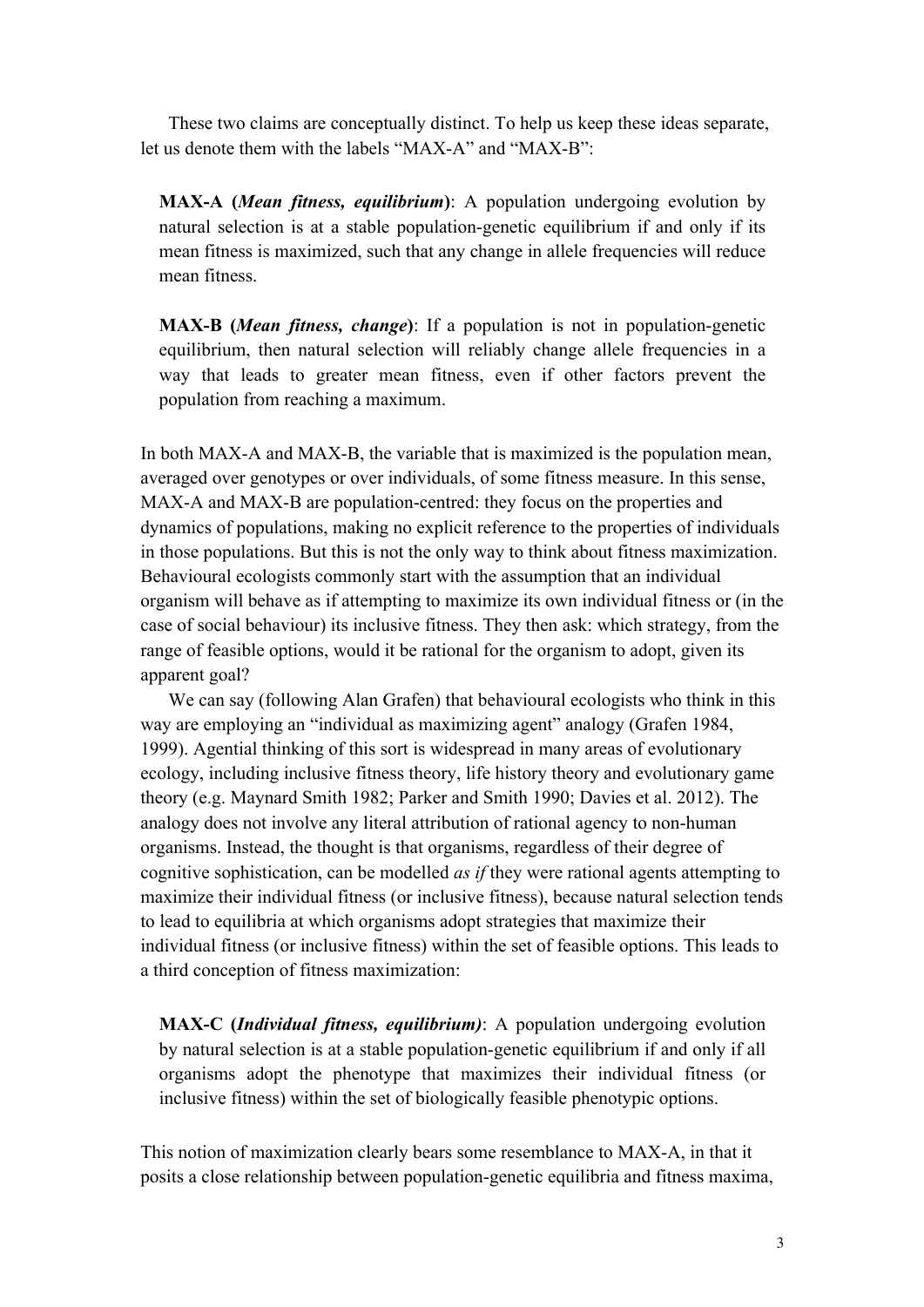These two claims are conceptually distinct. To help us keep these ideas separate, let us denote them with the labels "MAX-A" and "MAX-B":

> **MAX-A (*Mean fitness, equilibrium*)**: A population undergoing evolution by natural selection is at a stable population-genetic equilibrium if and only if its mean fitness is maximized, such that any change in allele frequencies will reduce mean fitness.

> **MAX-B (*Mean fitness, change*)**: If a population is not in population-genetic equilibrium, then natural selection will reliably change allele frequencies in a way that leads to greater mean fitness, even if other factors prevent the population from reaching a maximum.

In both MAX-A and MAX-B, the variable that is maximized is the population mean, averaged over genotypes or over individuals, of some fitness measure. In this sense, MAX-A and MAX-B are population-centred: they focus on the properties and dynamics of populations, making no explicit reference to the properties of individuals in those populations. But this is not the only way to think about fitness maximization. Behavioural ecologists commonly start with the assumption that an individual organism will behave as if attempting to maximize its own individual fitness or (in the case of social behaviour) its inclusive fitness. They then ask: which strategy, from the range of feasible options, would it be rational for the organism to adopt, given its apparent goal?

We can say (following Alan Grafen) that behavioural ecologists who think in this way are employing an "individual as maximizing agent" analogy (Grafen 1984, 1999). Agential thinking of this sort is widespread in many areas of evolutionary ecology, including inclusive fitness theory, life history theory and evolutionary game theory (e.g. Maynard Smith 1982; Parker and Smith 1990; Davies et al. 2012). The analogy does not involve any literal attribution of rational agency to non-human organisms. Instead, the thought is that organisms, regardless of their degree of cognitive sophistication, can be modelled *as if* they were rational agents attempting to maximize their individual fitness (or inclusive fitness), because natural selection tends to lead to equilibria at which organisms adopt strategies that maximize their individual fitness (or inclusive fitness) within the set of feasible options. This leads to a third conception of fitness maximization:

> **MAX-C (*Individual fitness, equilibrium*)**: A population undergoing evolution by natural selection is at a stable population-genetic equilibrium if and only if all organisms adopt the phenotype that maximizes their individual fitness (or inclusive fitness) within the set of biologically feasible phenotypic options.

This notion of maximization clearly bears some resemblance to MAX-A, in that it posits a close relationship between population-genetic equilibria and fitness maxima,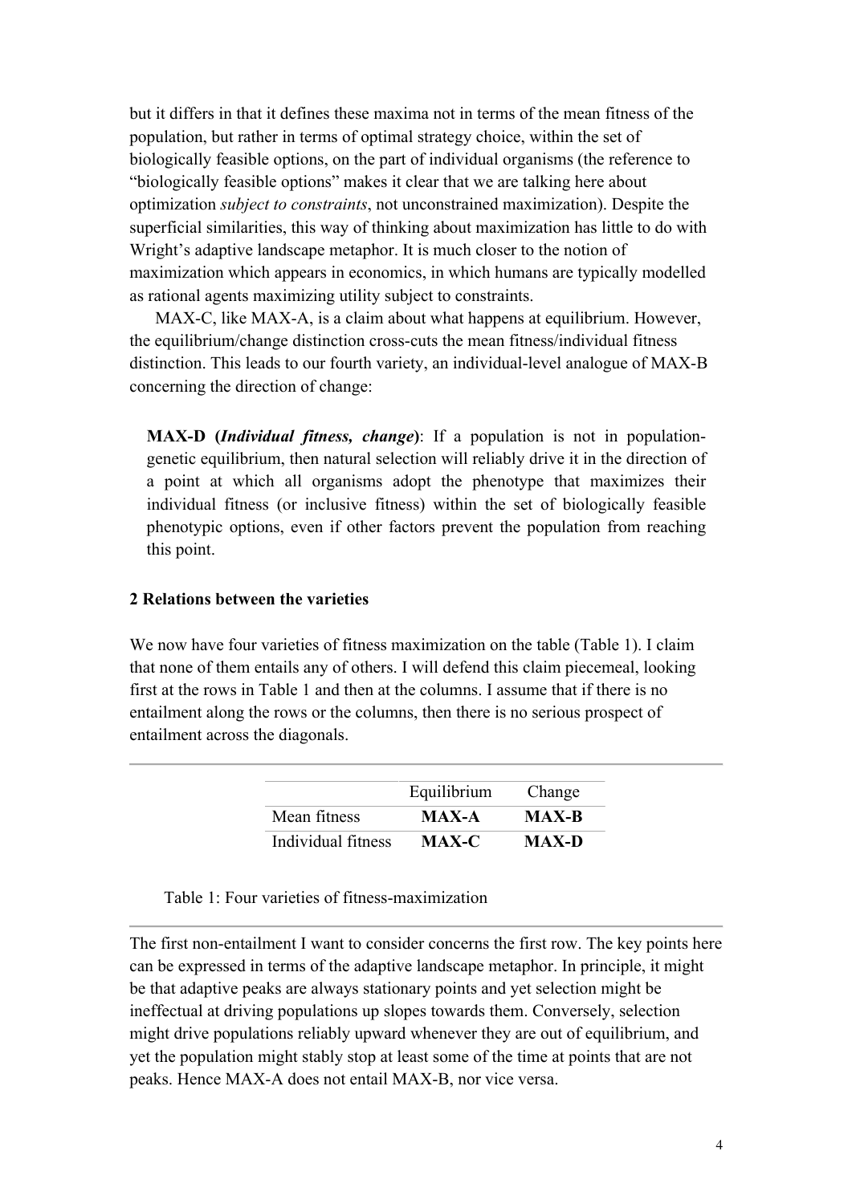but it differs in that it defines these maxima not in terms of the mean fitness of the population, but rather in terms of optimal strategy choice, within the set of biologically feasible options, on the part of individual organisms (the reference to "biologically feasible options" makes it clear that we are talking here about optimization *subject to constraints*, not unconstrained maximization). Despite the superficial similarities, this way of thinking about maximization has little to do with Wright's adaptive landscape metaphor. It is much closer to the notion of maximization which appears in economics, in which humans are typically modelled as rational agents maximizing utility subject to constraints.

MAX-C, like MAX-A, is a claim about what happens at equilibrium. However, the equilibrium/change distinction cross-cuts the mean fitness/individual fitness distinction. This leads to our fourth variety, an individual-level analogue of MAX-B concerning the direction of change:

> **MAX-D (*Individual fitness, change*)**: If a population is not in population-genetic equilibrium, then natural selection will reliably drive it in the direction of a point at which all organisms adopt the phenotype that maximizes their individual fitness (or inclusive fitness) within the set of biologically feasible phenotypic options, even if other factors prevent the population from reaching this point.

## 2 Relations between the varieties

We now have four varieties of fitness maximization on the table (Table 1). I claim that none of them entails any of others. I will defend this claim piecemeal, looking first at the rows in Table 1 and then at the columns. I assume that if there is no entailment along the rows or the columns, then there is no serious prospect of entailment across the diagonals.

| | Equilibrium | Change |
|---|---|---|
| Mean fitness | **MAX-A** | **MAX-B** |
| Individual fitness | **MAX-C** | **MAX-D** |

Table 1: Four varieties of fitness-maximization

The first non-entailment I want to consider concerns the first row. The key points here can be expressed in terms of the adaptive landscape metaphor. In principle, it might be that adaptive peaks are always stationary points and yet selection might be ineffectual at driving populations up slopes towards them. Conversely, selection might drive populations reliably upward whenever they are out of equilibrium, and yet the population might stably stop at least some of the time at points that are not peaks. Hence MAX-A does not entail MAX-B, nor vice versa.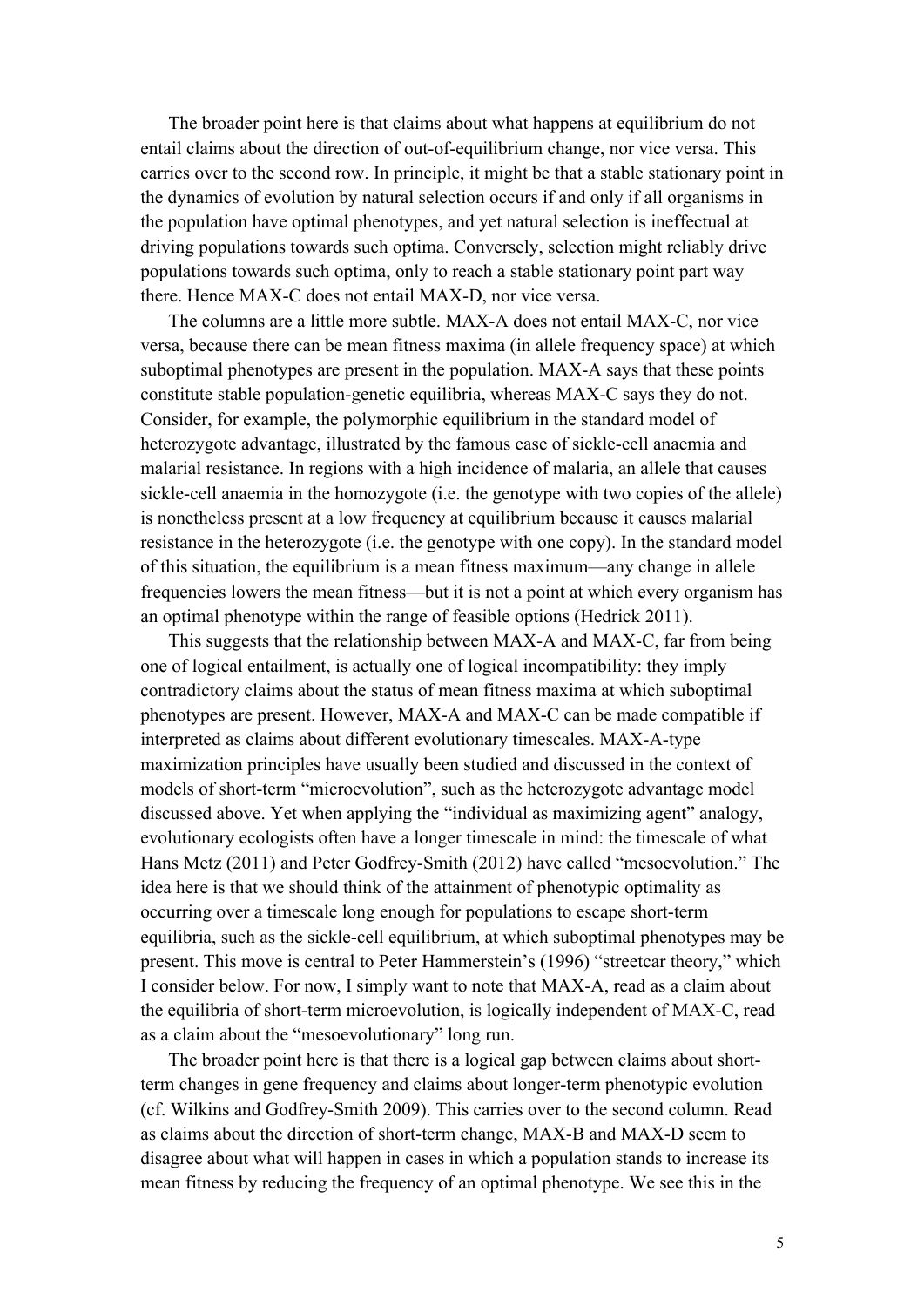The broader point here is that claims about what happens at equilibrium do not entail claims about the direction of out-of-equilibrium change, nor vice versa. This carries over to the second row. In principle, it might be that a stable stationary point in the dynamics of evolution by natural selection occurs if and only if all organisms in the population have optimal phenotypes, and yet natural selection is ineffectual at driving populations towards such optima. Conversely, selection might reliably drive populations towards such optima, only to reach a stable stationary point part way there. Hence MAX-C does not entail MAX-D, nor vice versa.

The columns are a little more subtle. MAX-A does not entail MAX-C, nor vice versa, because there can be mean fitness maxima (in allele frequency space) at which suboptimal phenotypes are present in the population. MAX-A says that these points constitute stable population-genetic equilibria, whereas MAX-C says they do not. Consider, for example, the polymorphic equilibrium in the standard model of heterozygote advantage, illustrated by the famous case of sickle-cell anaemia and malarial resistance. In regions with a high incidence of malaria, an allele that causes sickle-cell anaemia in the homozygote (i.e. the genotype with two copies of the allele) is nonetheless present at a low frequency at equilibrium because it causes malarial resistance in the heterozygote (i.e. the genotype with one copy). In the standard model of this situation, the equilibrium is a mean fitness maximum—any change in allele frequencies lowers the mean fitness—but it is not a point at which every organism has an optimal phenotype within the range of feasible options (Hedrick 2011).

This suggests that the relationship between MAX-A and MAX-C, far from being one of logical entailment, is actually one of logical incompatibility: they imply contradictory claims about the status of mean fitness maxima at which suboptimal phenotypes are present. However, MAX-A and MAX-C can be made compatible if interpreted as claims about different evolutionary timescales. MAX-A-type maximization principles have usually been studied and discussed in the context of models of short-term "microevolution", such as the heterozygote advantage model discussed above. Yet when applying the "individual as maximizing agent" analogy, evolutionary ecologists often have a longer timescale in mind: the timescale of what Hans Metz (2011) and Peter Godfrey-Smith (2012) have called "mesoevolution." The idea here is that we should think of the attainment of phenotypic optimality as occurring over a timescale long enough for populations to escape short-term equilibria, such as the sickle-cell equilibrium, at which suboptimal phenotypes may be present. This move is central to Peter Hammerstein's (1996) "streetcar theory," which I consider below. For now, I simply want to note that MAX-A, read as a claim about the equilibria of short-term microevolution, is logically independent of MAX-C, read as a claim about the "mesoevolutionary" long run.

The broader point here is that there is a logical gap between claims about short-term changes in gene frequency and claims about longer-term phenotypic evolution (cf. Wilkins and Godfrey-Smith 2009). This carries over to the second column. Read as claims about the direction of short-term change, MAX-B and MAX-D seem to disagree about what will happen in cases in which a population stands to increase its mean fitness by reducing the frequency of an optimal phenotype. We see this in the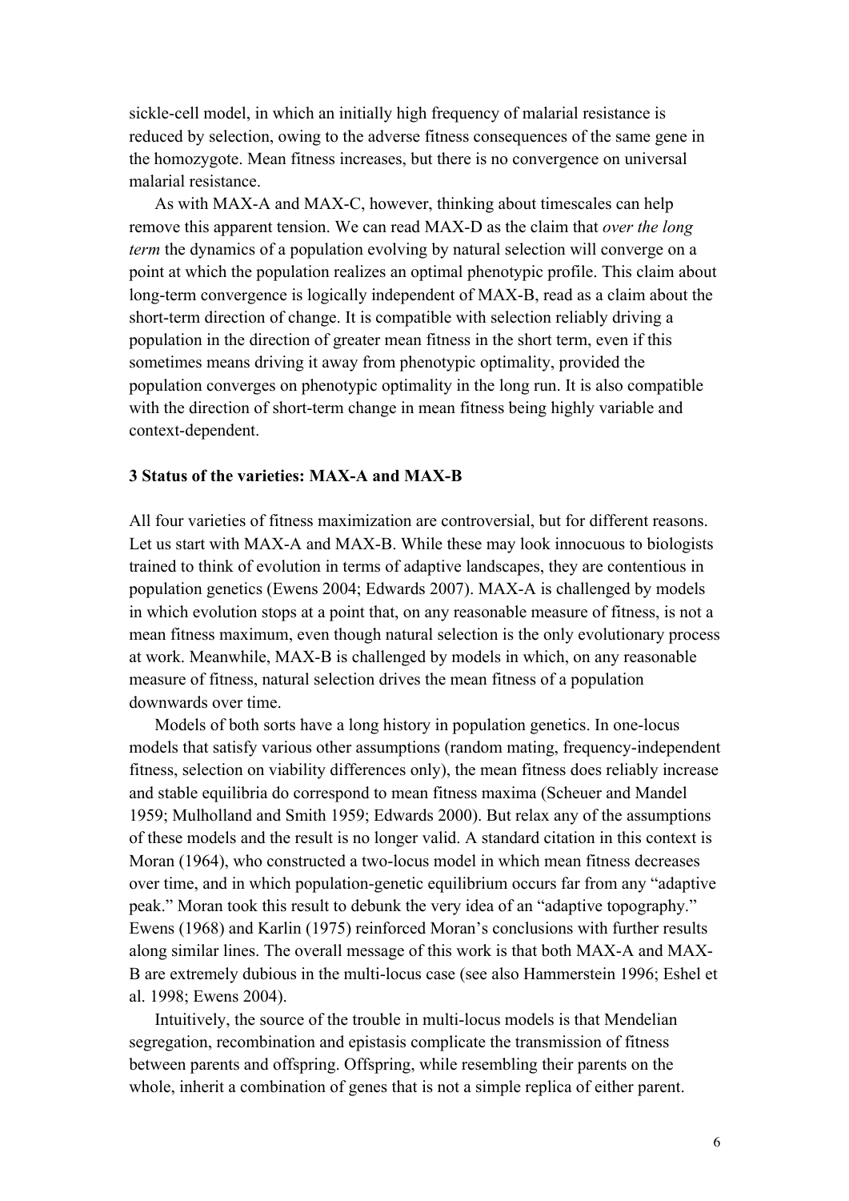sickle-cell model, in which an initially high frequency of malarial resistance is reduced by selection, owing to the adverse fitness consequences of the same gene in the homozygote. Mean fitness increases, but there is no convergence on universal malarial resistance.

As with MAX-A and MAX-C, however, thinking about timescales can help remove this apparent tension. We can read MAX-D as the claim that *over the long term* the dynamics of a population evolving by natural selection will converge on a point at which the population realizes an optimal phenotypic profile. This claim about long-term convergence is logically independent of MAX-B, read as a claim about the short-term direction of change. It is compatible with selection reliably driving a population in the direction of greater mean fitness in the short term, even if this sometimes means driving it away from phenotypic optimality, provided the population converges on phenotypic optimality in the long run. It is also compatible with the direction of short-term change in mean fitness being highly variable and context-dependent.

### 3 Status of the varieties: MAX-A and MAX-B

All four varieties of fitness maximization are controversial, but for different reasons. Let us start with MAX-A and MAX-B. While these may look innocuous to biologists trained to think of evolution in terms of adaptive landscapes, they are contentious in population genetics (Ewens 2004; Edwards 2007). MAX-A is challenged by models in which evolution stops at a point that, on any reasonable measure of fitness, is not a mean fitness maximum, even though natural selection is the only evolutionary process at work. Meanwhile, MAX-B is challenged by models in which, on any reasonable measure of fitness, natural selection drives the mean fitness of a population downwards over time.

Models of both sorts have a long history in population genetics. In one-locus models that satisfy various other assumptions (random mating, frequency-independent fitness, selection on viability differences only), the mean fitness does reliably increase and stable equilibria do correspond to mean fitness maxima (Scheuer and Mandel 1959; Mulholland and Smith 1959; Edwards 2000). But relax any of the assumptions of these models and the result is no longer valid. A standard citation in this context is Moran (1964), who constructed a two-locus model in which mean fitness decreases over time, and in which population-genetic equilibrium occurs far from any "adaptive peak." Moran took this result to debunk the very idea of an "adaptive topography." Ewens (1968) and Karlin (1975) reinforced Moran's conclusions with further results along similar lines. The overall message of this work is that both MAX-A and MAX-B are extremely dubious in the multi-locus case (see also Hammerstein 1996; Eshel et al. 1998; Ewens 2004).

Intuitively, the source of the trouble in multi-locus models is that Mendelian segregation, recombination and epistasis complicate the transmission of fitness between parents and offspring. Offspring, while resembling their parents on the whole, inherit a combination of genes that is not a simple replica of either parent.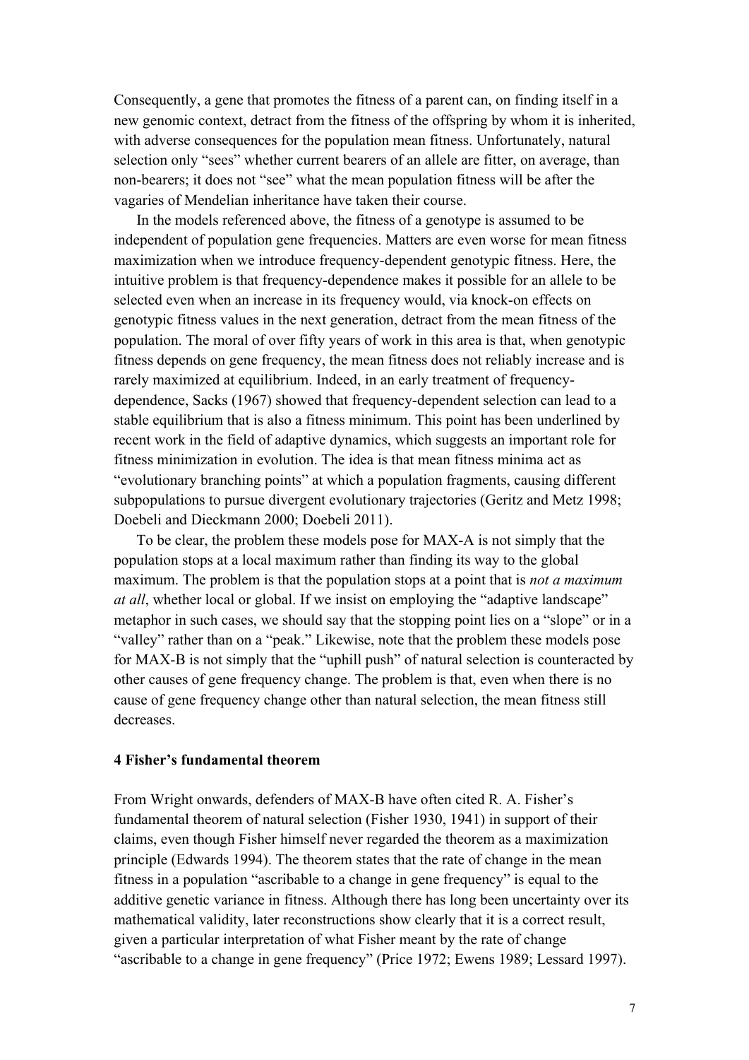Consequently, a gene that promotes the fitness of a parent can, on finding itself in a new genomic context, detract from the fitness of the offspring by whom it is inherited, with adverse consequences for the population mean fitness. Unfortunately, natural selection only "sees" whether current bearers of an allele are fitter, on average, than non-bearers; it does not "see" what the mean population fitness will be after the vagaries of Mendelian inheritance have taken their course.

In the models referenced above, the fitness of a genotype is assumed to be independent of population gene frequencies. Matters are even worse for mean fitness maximization when we introduce frequency-dependent genotypic fitness. Here, the intuitive problem is that frequency-dependence makes it possible for an allele to be selected even when an increase in its frequency would, via knock-on effects on genotypic fitness values in the next generation, detract from the mean fitness of the population. The moral of over fifty years of work in this area is that, when genotypic fitness depends on gene frequency, the mean fitness does not reliably increase and is rarely maximized at equilibrium. Indeed, in an early treatment of frequency-dependence, Sacks (1967) showed that frequency-dependent selection can lead to a stable equilibrium that is also a fitness minimum. This point has been underlined by recent work in the field of adaptive dynamics, which suggests an important role for fitness minimization in evolution. The idea is that mean fitness minima act as "evolutionary branching points" at which a population fragments, causing different subpopulations to pursue divergent evolutionary trajectories (Geritz and Metz 1998; Doebeli and Dieckmann 2000; Doebeli 2011).

To be clear, the problem these models pose for MAX-A is not simply that the population stops at a local maximum rather than finding its way to the global maximum. The problem is that the population stops at a point that is *not a maximum at all*, whether local or global. If we insist on employing the "adaptive landscape" metaphor in such cases, we should say that the stopping point lies on a "slope" or in a "valley" rather than on a "peak." Likewise, note that the problem these models pose for MAX-B is not simply that the "uphill push" of natural selection is counteracted by other causes of gene frequency change. The problem is that, even when there is no cause of gene frequency change other than natural selection, the mean fitness still decreases.

## 4 Fisher's fundamental theorem

From Wright onwards, defenders of MAX-B have often cited R. A. Fisher's fundamental theorem of natural selection (Fisher 1930, 1941) in support of their claims, even though Fisher himself never regarded the theorem as a maximization principle (Edwards 1994). The theorem states that the rate of change in the mean fitness in a population "ascribable to a change in gene frequency" is equal to the additive genetic variance in fitness. Although there has long been uncertainty over its mathematical validity, later reconstructions show clearly that it is a correct result, given a particular interpretation of what Fisher meant by the rate of change "ascribable to a change in gene frequency" (Price 1972; Ewens 1989; Lessard 1997).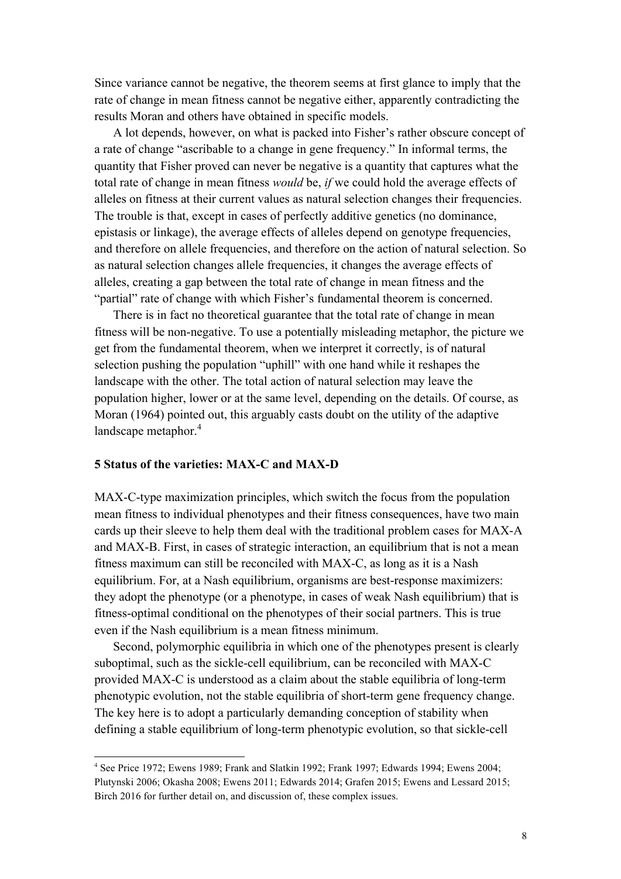Since variance cannot be negative, the theorem seems at first glance to imply that the rate of change in mean fitness cannot be negative either, apparently contradicting the results Moran and others have obtained in specific models.

A lot depends, however, on what is packed into Fisher's rather obscure concept of a rate of change "ascribable to a change in gene frequency." In informal terms, the quantity that Fisher proved can never be negative is a quantity that captures what the total rate of change in mean fitness *would* be, *if* we could hold the average effects of alleles on fitness at their current values as natural selection changes their frequencies. The trouble is that, except in cases of perfectly additive genetics (no dominance, epistasis or linkage), the average effects of alleles depend on genotype frequencies, and therefore on allele frequencies, and therefore on the action of natural selection. So as natural selection changes allele frequencies, it changes the average effects of alleles, creating a gap between the total rate of change in mean fitness and the "partial" rate of change with which Fisher's fundamental theorem is concerned.

There is in fact no theoretical guarantee that the total rate of change in mean fitness will be non-negative. To use a potentially misleading metaphor, the picture we get from the fundamental theorem, when we interpret it correctly, is of natural selection pushing the population "uphill" with one hand while it reshapes the landscape with the other. The total action of natural selection may leave the population higher, lower or at the same level, depending on the details. Of course, as Moran (1964) pointed out, this arguably casts doubt on the utility of the adaptive landscape metaphor.[4]

## 5 Status of the varieties: MAX-C and MAX-D

MAX-C-type maximization principles, which switch the focus from the population mean fitness to individual phenotypes and their fitness consequences, have two main cards up their sleeve to help them deal with the traditional problem cases for MAX-A and MAX-B. First, in cases of strategic interaction, an equilibrium that is not a mean fitness maximum can still be reconciled with MAX-C, as long as it is a Nash equilibrium. For, at a Nash equilibrium, organisms are best-response maximizers: they adopt the phenotype (or a phenotype, in cases of weak Nash equilibrium) that is fitness-optimal conditional on the phenotypes of their social partners. This is true even if the Nash equilibrium is a mean fitness minimum.

Second, polymorphic equilibria in which one of the phenotypes present is clearly suboptimal, such as the sickle-cell equilibrium, can be reconciled with MAX-C provided MAX-C is understood as a claim about the stable equilibria of long-term phenotypic evolution, not the stable equilibria of short-term gene frequency change. The key here is to adopt a particularly demanding conception of stability when defining a stable equilibrium of long-term phenotypic evolution, so that sickle-cell

[4] See Price 1972; Ewens 1989; Frank and Slatkin 1992; Frank 1997; Edwards 1994; Ewens 2004; Plutynski 2006; Okasha 2008; Ewens 2011; Edwards 2014; Grafen 2015; Ewens and Lessard 2015; Birch 2016 for further detail on, and discussion of, these complex issues.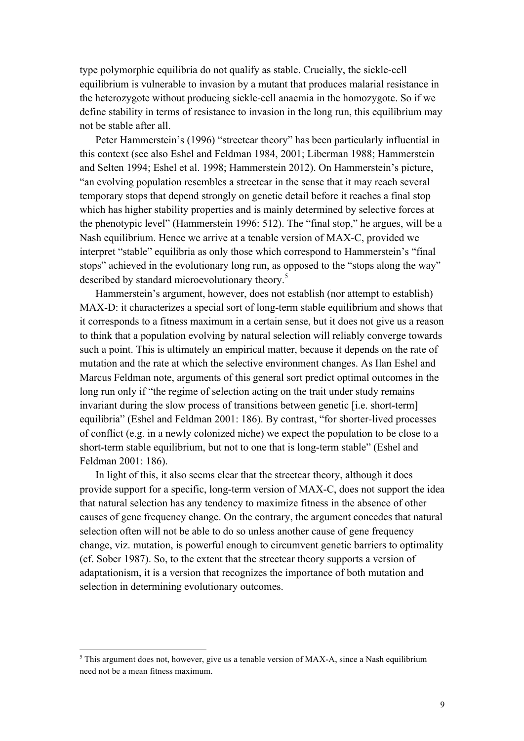type polymorphic equilibria do not qualify as stable. Crucially, the sickle-cell equilibrium is vulnerable to invasion by a mutant that produces malarial resistance in the heterozygote without producing sickle-cell anaemia in the homozygote. So if we define stability in terms of resistance to invasion in the long run, this equilibrium may not be stable after all.

Peter Hammerstein's (1996) "streetcar theory" has been particularly influential in this context (see also Eshel and Feldman 1984, 2001; Liberman 1988; Hammerstein and Selten 1994; Eshel et al. 1998; Hammerstein 2012). On Hammerstein's picture, "an evolving population resembles a streetcar in the sense that it may reach several temporary stops that depend strongly on genetic detail before it reaches a final stop which has higher stability properties and is mainly determined by selective forces at the phenotypic level" (Hammerstein 1996: 512). The "final stop," he argues, will be a Nash equilibrium. Hence we arrive at a tenable version of MAX-C, provided we interpret "stable" equilibria as only those which correspond to Hammerstein's "final stops" achieved in the evolutionary long run, as opposed to the "stops along the way" described by standard microevolutionary theory.[5]

Hammerstein's argument, however, does not establish (nor attempt to establish) MAX-D: it characterizes a special sort of long-term stable equilibrium and shows that it corresponds to a fitness maximum in a certain sense, but it does not give us a reason to think that a population evolving by natural selection will reliably converge towards such a point. This is ultimately an empirical matter, because it depends on the rate of mutation and the rate at which the selective environment changes. As Ilan Eshel and Marcus Feldman note, arguments of this general sort predict optimal outcomes in the long run only if "the regime of selection acting on the trait under study remains invariant during the slow process of transitions between genetic [i.e. short-term] equilibria" (Eshel and Feldman 2001: 186). By contrast, "for shorter-lived processes of conflict (e.g. in a newly colonized niche) we expect the population to be close to a short-term stable equilibrium, but not to one that is long-term stable" (Eshel and Feldman 2001: 186).

In light of this, it also seems clear that the streetcar theory, although it does provide support for a specific, long-term version of MAX-C, does not support the idea that natural selection has any tendency to maximize fitness in the absence of other causes of gene frequency change. On the contrary, the argument concedes that natural selection often will not be able to do so unless another cause of gene frequency change, viz. mutation, is powerful enough to circumvent genetic barriers to optimality (cf. Sober 1987). So, to the extent that the streetcar theory supports a version of adaptationism, it is a version that recognizes the importance of both mutation and selection in determining evolutionary outcomes.

---

[5] This argument does not, however, give us a tenable version of MAX-A, since a Nash equilibrium need not be a mean fitness maximum.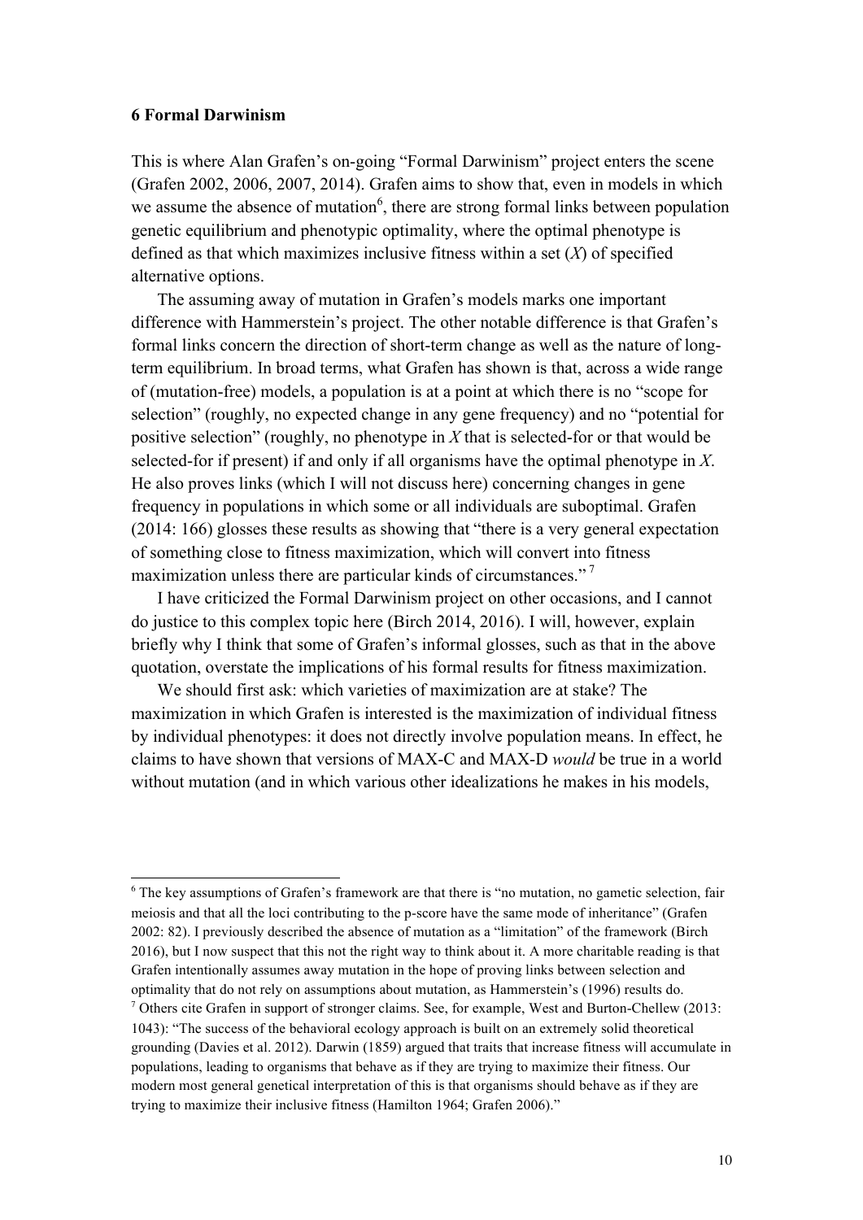## 6 Formal Darwinism

This is where Alan Grafen's on-going "Formal Darwinism" project enters the scene (Grafen 2002, 2006, 2007, 2014). Grafen aims to show that, even in models in which we assume the absence of mutation[6], there are strong formal links between population genetic equilibrium and phenotypic optimality, where the optimal phenotype is defined as that which maximizes inclusive fitness within a set (*X*) of specified alternative options.

The assuming away of mutation in Grafen's models marks one important difference with Hammerstein's project. The other notable difference is that Grafen's formal links concern the direction of short-term change as well as the nature of long-term equilibrium. In broad terms, what Grafen has shown is that, across a wide range of (mutation-free) models, a population is at a point at which there is no "scope for selection" (roughly, no expected change in any gene frequency) and no "potential for positive selection" (roughly, no phenotype in *X* that is selected-for or that would be selected-for if present) if and only if all organisms have the optimal phenotype in *X*. He also proves links (which I will not discuss here) concerning changes in gene frequency in populations in which some or all individuals are suboptimal. Grafen (2014: 166) glosses these results as showing that "there is a very general expectation of something close to fitness maximization, which will convert into fitness maximization unless there are particular kinds of circumstances."[7]

I have criticized the Formal Darwinism project on other occasions, and I cannot do justice to this complex topic here (Birch 2014, 2016). I will, however, explain briefly why I think that some of Grafen's informal glosses, such as that in the above quotation, overstate the implications of his formal results for fitness maximization.

We should first ask: which varieties of maximization are at stake? The maximization in which Grafen is interested is the maximization of individual fitness by individual phenotypes: it does not directly involve population means. In effect, he claims to have shown that versions of MAX-C and MAX-D *would* be true in a world without mutation (and in which various other idealizations he makes in his models,

---

[6] The key assumptions of Grafen's framework are that there is "no mutation, no gametic selection, fair meiosis and that all the loci contributing to the p-score have the same mode of inheritance" (Grafen 2002: 82). I previously described the absence of mutation as a "limitation" of the framework (Birch 2016), but I now suspect that this not the right way to think about it. A more charitable reading is that Grafen intentionally assumes away mutation in the hope of proving links between selection and optimality that do not rely on assumptions about mutation, as Hammerstein's (1996) results do.

[7] Others cite Grafen in support of stronger claims. See, for example, West and Burton-Chellew (2013: 1043): "The success of the behavioral ecology approach is built on an extremely solid theoretical grounding (Davies et al. 2012). Darwin (1859) argued that traits that increase fitness will accumulate in populations, leading to organisms that behave as if they are trying to maximize their fitness. Our modern most general genetical interpretation of this is that organisms should behave as if they are trying to maximize their inclusive fitness (Hamilton 1964; Grafen 2006)."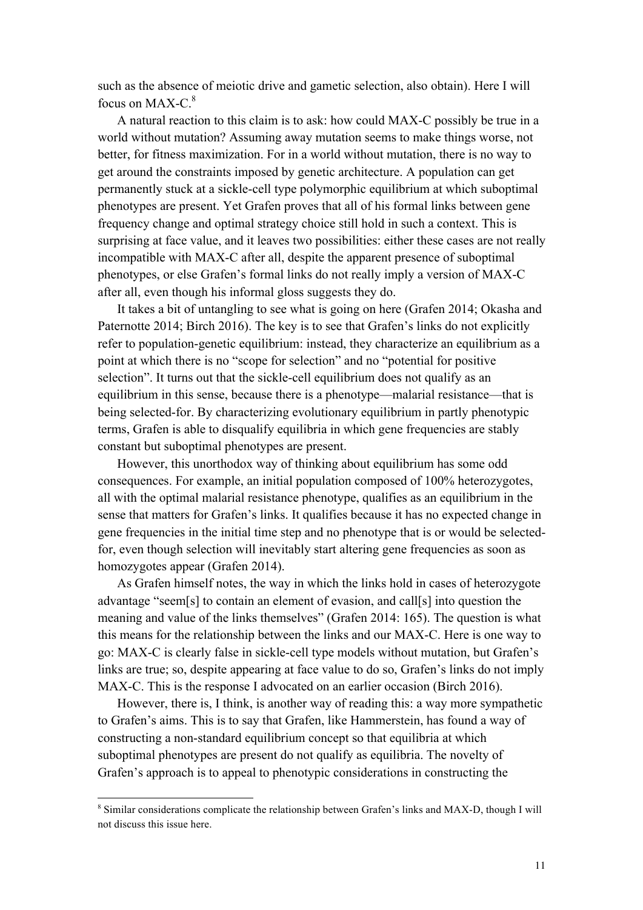such as the absence of meiotic drive and gametic selection, also obtain). Here I will focus on MAX-C.[8]

A natural reaction to this claim is to ask: how could MAX-C possibly be true in a world without mutation? Assuming away mutation seems to make things worse, not better, for fitness maximization. For in a world without mutation, there is no way to get around the constraints imposed by genetic architecture. A population can get permanently stuck at a sickle-cell type polymorphic equilibrium at which suboptimal phenotypes are present. Yet Grafen proves that all of his formal links between gene frequency change and optimal strategy choice still hold in such a context. This is surprising at face value, and it leaves two possibilities: either these cases are not really incompatible with MAX-C after all, despite the apparent presence of suboptimal phenotypes, or else Grafen's formal links do not really imply a version of MAX-C after all, even though his informal gloss suggests they do.

It takes a bit of untangling to see what is going on here (Grafen 2014; Okasha and Paternotte 2014; Birch 2016). The key is to see that Grafen's links do not explicitly refer to population-genetic equilibrium: instead, they characterize an equilibrium as a point at which there is no "scope for selection" and no "potential for positive selection". It turns out that the sickle-cell equilibrium does not qualify as an equilibrium in this sense, because there is a phenotype—malarial resistance—that is being selected-for. By characterizing evolutionary equilibrium in partly phenotypic terms, Grafen is able to disqualify equilibria in which gene frequencies are stably constant but suboptimal phenotypes are present.

However, this unorthodox way of thinking about equilibrium has some odd consequences. For example, an initial population composed of 100% heterozygotes, all with the optimal malarial resistance phenotype, qualifies as an equilibrium in the sense that matters for Grafen's links. It qualifies because it has no expected change in gene frequencies in the initial time step and no phenotype that is or would be selected-for, even though selection will inevitably start altering gene frequencies as soon as homozygotes appear (Grafen 2014).

As Grafen himself notes, the way in which the links hold in cases of heterozygote advantage "seem[s] to contain an element of evasion, and call[s] into question the meaning and value of the links themselves" (Grafen 2014: 165). The question is what this means for the relationship between the links and our MAX-C. Here is one way to go: MAX-C is clearly false in sickle-cell type models without mutation, but Grafen's links are true; so, despite appearing at face value to do so, Grafen's links do not imply MAX-C. This is the response I advocated on an earlier occasion (Birch 2016).

However, there is, I think, is another way of reading this: a way more sympathetic to Grafen's aims. This is to say that Grafen, like Hammerstein, has found a way of constructing a non-standard equilibrium concept so that equilibria at which suboptimal phenotypes are present do not qualify as equilibria. The novelty of Grafen's approach is to appeal to phenotypic considerations in constructing the

[8] Similar considerations complicate the relationship between Grafen's links and MAX-D, though I will not discuss this issue here.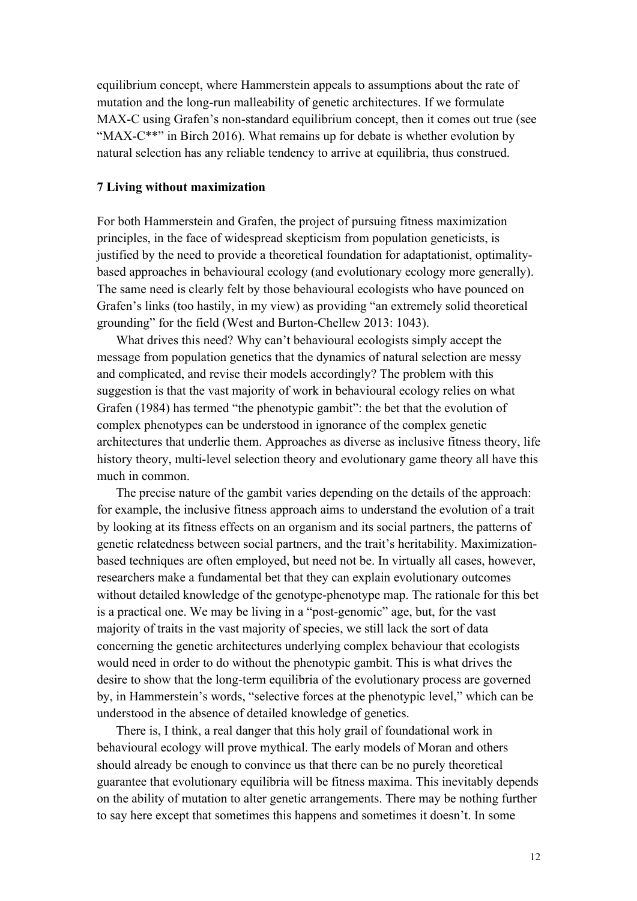equilibrium concept, where Hammerstein appeals to assumptions about the rate of mutation and the long-run malleability of genetic architectures. If we formulate MAX-C using Grafen's non-standard equilibrium concept, then it comes out true (see "MAX-C**" in Birch 2016). What remains up for debate is whether evolution by natural selection has any reliable tendency to arrive at equilibria, thus construed.

## 7 Living without maximization

For both Hammerstein and Grafen, the project of pursuing fitness maximization principles, in the face of widespread skepticism from population geneticists, is justified by the need to provide a theoretical foundation for adaptationist, optimality-based approaches in behavioural ecology (and evolutionary ecology more generally). The same need is clearly felt by those behavioural ecologists who have pounced on Grafen's links (too hastily, in my view) as providing "an extremely solid theoretical grounding" for the field (West and Burton-Chellew 2013: 1043).

What drives this need? Why can't behavioural ecologists simply accept the message from population genetics that the dynamics of natural selection are messy and complicated, and revise their models accordingly? The problem with this suggestion is that the vast majority of work in behavioural ecology relies on what Grafen (1984) has termed "the phenotypic gambit": the bet that the evolution of complex phenotypes can be understood in ignorance of the complex genetic architectures that underlie them. Approaches as diverse as inclusive fitness theory, life history theory, multi-level selection theory and evolutionary game theory all have this much in common.

The precise nature of the gambit varies depending on the details of the approach: for example, the inclusive fitness approach aims to understand the evolution of a trait by looking at its fitness effects on an organism and its social partners, the patterns of genetic relatedness between social partners, and the trait's heritability. Maximization-based techniques are often employed, but need not be. In virtually all cases, however, researchers make a fundamental bet that they can explain evolutionary outcomes without detailed knowledge of the genotype-phenotype map. The rationale for this bet is a practical one. We may be living in a "post-genomic" age, but, for the vast majority of traits in the vast majority of species, we still lack the sort of data concerning the genetic architectures underlying complex behaviour that ecologists would need in order to do without the phenotypic gambit. This is what drives the desire to show that the long-term equilibria of the evolutionary process are governed by, in Hammerstein's words, "selective forces at the phenotypic level," which can be understood in the absence of detailed knowledge of genetics.

There is, I think, a real danger that this holy grail of foundational work in behavioural ecology will prove mythical. The early models of Moran and others should already be enough to convince us that there can be no purely theoretical guarantee that evolutionary equilibria will be fitness maxima. This inevitably depends on the ability of mutation to alter genetic arrangements. There may be nothing further to say here except that sometimes this happens and sometimes it doesn't. In some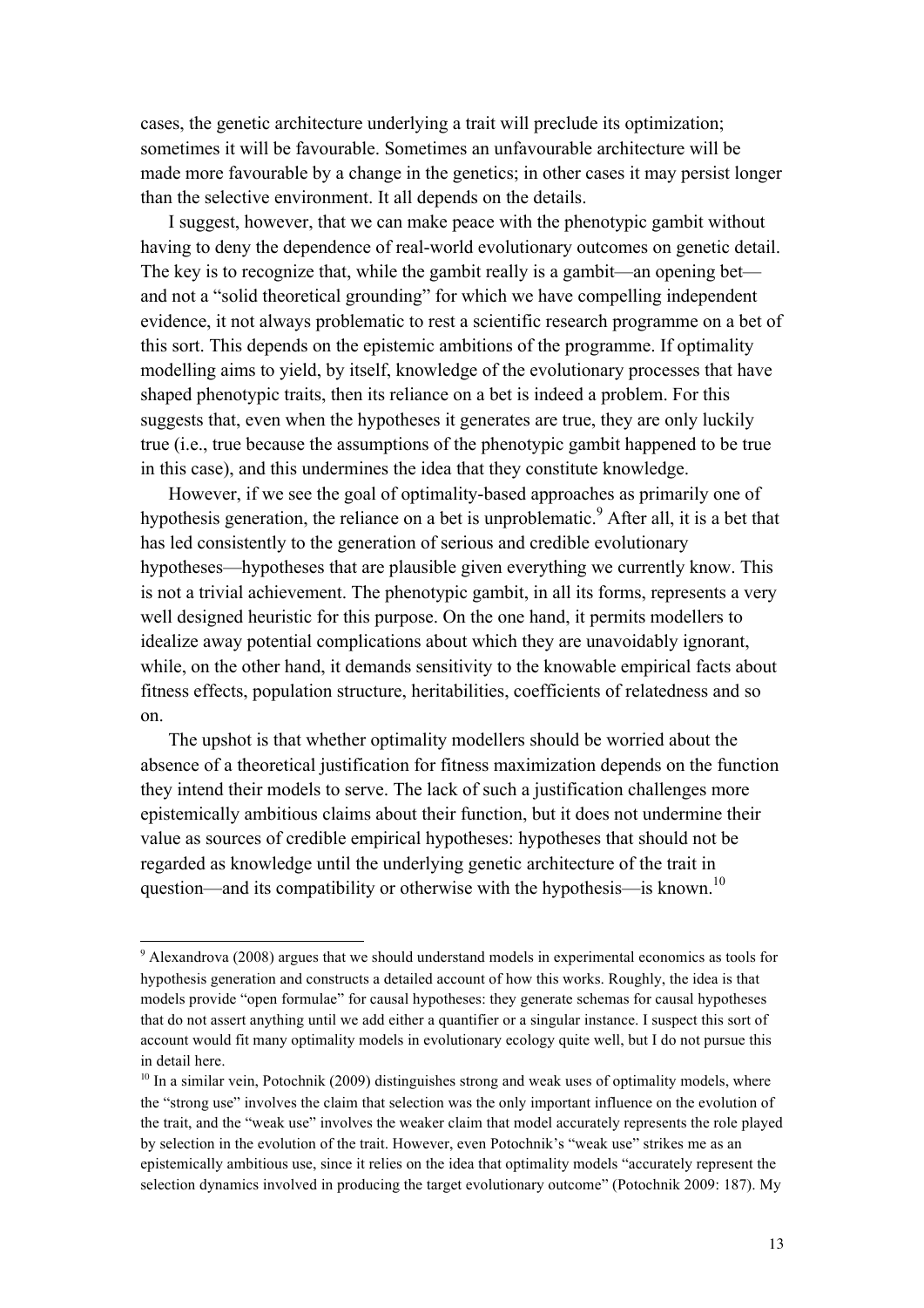cases, the genetic architecture underlying a trait will preclude its optimization; sometimes it will be favourable. Sometimes an unfavourable architecture will be made more favourable by a change in the genetics; in other cases it may persist longer than the selective environment. It all depends on the details.

I suggest, however, that we can make peace with the phenotypic gambit without having to deny the dependence of real-world evolutionary outcomes on genetic detail. The key is to recognize that, while the gambit really is a gambit—an opening bet—and not a "solid theoretical grounding" for which we have compelling independent evidence, it not always problematic to rest a scientific research programme on a bet of this sort. This depends on the epistemic ambitions of the programme. If optimality modelling aims to yield, by itself, knowledge of the evolutionary processes that have shaped phenotypic traits, then its reliance on a bet is indeed a problem. For this suggests that, even when the hypotheses it generates are true, they are only luckily true (i.e., true because the assumptions of the phenotypic gambit happened to be true in this case), and this undermines the idea that they constitute knowledge.

However, if we see the goal of optimality-based approaches as primarily one of hypothesis generation, the reliance on a bet is unproblematic.[9] After all, it is a bet that has led consistently to the generation of serious and credible evolutionary hypotheses—hypotheses that are plausible given everything we currently know. This is not a trivial achievement. The phenotypic gambit, in all its forms, represents a very well designed heuristic for this purpose. On the one hand, it permits modellers to idealize away potential complications about which they are unavoidably ignorant, while, on the other hand, it demands sensitivity to the knowable empirical facts about fitness effects, population structure, heritabilities, coefficients of relatedness and so on.

The upshot is that whether optimality modellers should be worried about the absence of a theoretical justification for fitness maximization depends on the function they intend their models to serve. The lack of such a justification challenges more epistemically ambitious claims about their function, but it does not undermine their value as sources of credible empirical hypotheses: hypotheses that should not be regarded as knowledge until the underlying genetic architecture of the trait in question—and its compatibility or otherwise with the hypothesis—is known.[10]

---

[9] Alexandrova (2008) argues that we should understand models in experimental economics as tools for hypothesis generation and constructs a detailed account of how this works. Roughly, the idea is that models provide "open formulae" for causal hypotheses: they generate schemas for causal hypotheses that do not assert anything until we add either a quantifier or a singular instance. I suspect this sort of account would fit many optimality models in evolutionary ecology quite well, but I do not pursue this in detail here.

[10] In a similar vein, Potochnik (2009) distinguishes strong and weak uses of optimality models, where the "strong use" involves the claim that selection was the only important influence on the evolution of the trait, and the "weak use" involves the weaker claim that model accurately represents the role played by selection in the evolution of the trait. However, even Potochnik's "weak use" strikes me as an epistemically ambitious use, since it relies on the idea that optimality models "accurately represent the selection dynamics involved in producing the target evolutionary outcome" (Potochnik 2009: 187). My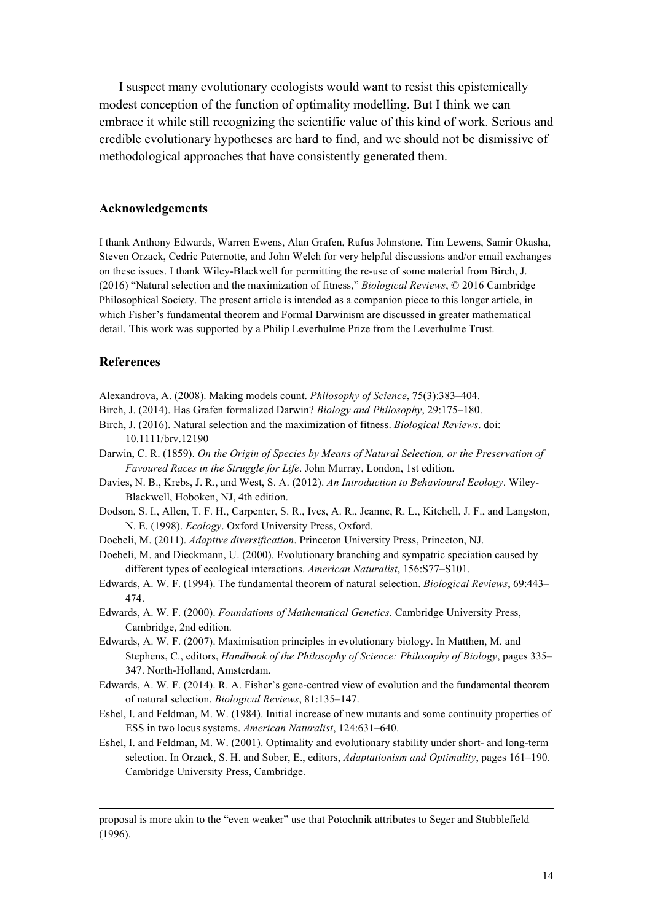I suspect many evolutionary ecologists would want to resist this epistemically modest conception of the function of optimality modelling. But I think we can embrace it while still recognizing the scientific value of this kind of work. Serious and credible evolutionary hypotheses are hard to find, and we should not be dismissive of methodological approaches that have consistently generated them.

### Acknowledgements

I thank Anthony Edwards, Warren Ewens, Alan Grafen, Rufus Johnstone, Tim Lewens, Samir Okasha, Steven Orzack, Cedric Paternotte, and John Welch for very helpful discussions and/or email exchanges on these issues. I thank Wiley-Blackwell for permitting the re-use of some material from Birch, J. (2016) "Natural selection and the maximization of fitness," *Biological Reviews*, © 2016 Cambridge Philosophical Society. The present article is intended as a companion piece to this longer article, in which Fisher's fundamental theorem and Formal Darwinism are discussed in greater mathematical detail. This work was supported by a Philip Leverhulme Prize from the Leverhulme Trust.

### References

Alexandrova, A. (2008). Making models count. *Philosophy of Science*, 75(3):383–404.

Birch, J. (2014). Has Grafen formalized Darwin? *Biology and Philosophy*, 29:175–180.

Birch, J. (2016). Natural selection and the maximization of fitness. *Biological Reviews*. doi: 10.1111/brv.12190

Darwin, C. R. (1859). *On the Origin of Species by Means of Natural Selection, or the Preservation of Favoured Races in the Struggle for Life*. John Murray, London, 1st edition.

Davies, N. B., Krebs, J. R., and West, S. A. (2012). *An Introduction to Behavioural Ecology*. Wiley-Blackwell, Hoboken, NJ, 4th edition.

Dodson, S. I., Allen, T. F. H., Carpenter, S. R., Ives, A. R., Jeanne, R. L., Kitchell, J. F., and Langston, N. E. (1998). *Ecology*. Oxford University Press, Oxford.

Doebeli, M. (2011). *Adaptive diversification*. Princeton University Press, Princeton, NJ.

Doebeli, M. and Dieckmann, U. (2000). Evolutionary branching and sympatric speciation caused by different types of ecological interactions. *American Naturalist*, 156:S77–S101.

Edwards, A. W. F. (1994). The fundamental theorem of natural selection. *Biological Reviews*, 69:443–474.

Edwards, A. W. F. (2000). *Foundations of Mathematical Genetics*. Cambridge University Press, Cambridge, 2nd edition.

Edwards, A. W. F. (2007). Maximisation principles in evolutionary biology. In Matthen, M. and Stephens, C., editors, *Handbook of the Philosophy of Science: Philosophy of Biology*, pages 335–347. North-Holland, Amsterdam.

Edwards, A. W. F. (2014). R. A. Fisher's gene-centred view of evolution and the fundamental theorem of natural selection. *Biological Reviews*, 81:135–147.

Eshel, I. and Feldman, M. W. (1984). Initial increase of new mutants and some continuity properties of ESS in two locus systems. *American Naturalist*, 124:631–640.

Eshel, I. and Feldman, M. W. (2001). Optimality and evolutionary stability under short- and long-term selection. In Orzack, S. H. and Sober, E., editors, *Adaptationism and Optimality*, pages 161–190. Cambridge University Press, Cambridge.

---

proposal is more akin to the "even weaker" use that Potochnik attributes to Seger and Stubblefield (1996).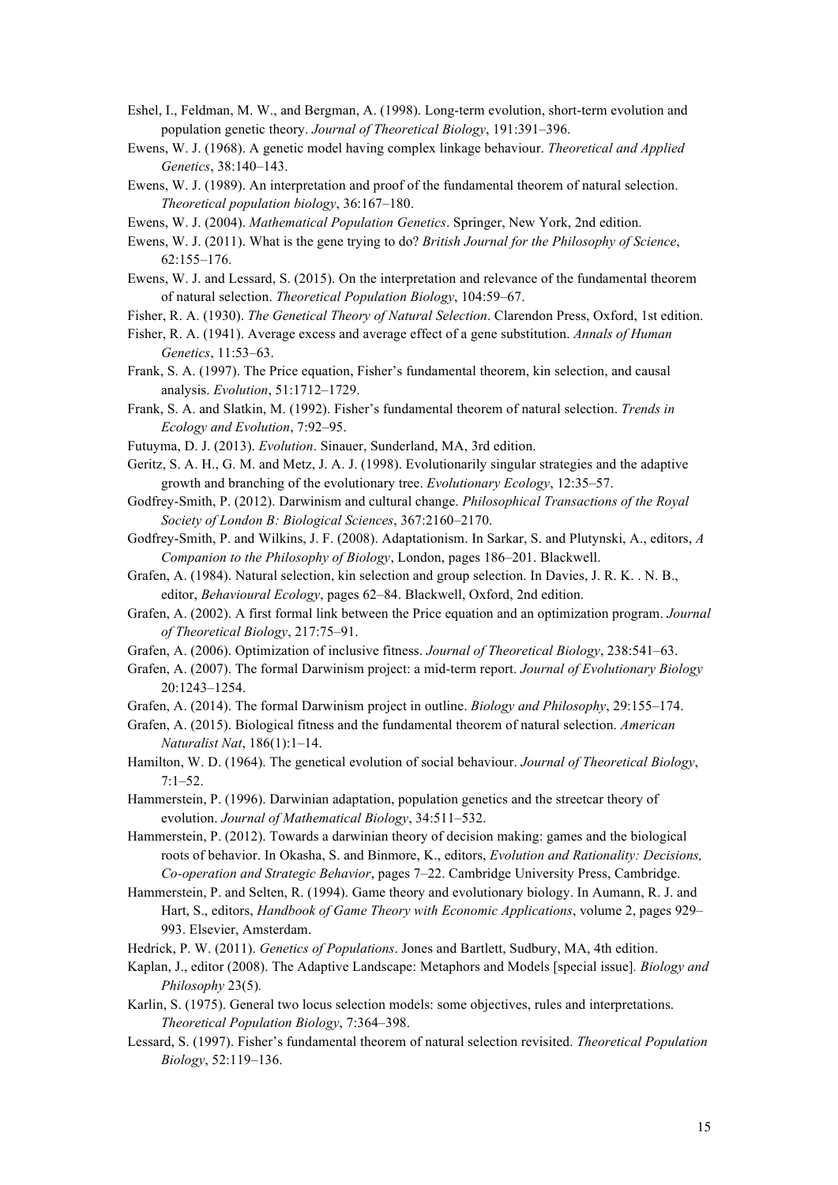Eshel, I., Feldman, M. W., and Bergman, A. (1998). Long-term evolution, short-term evolution and population genetic theory. *Journal of Theoretical Biology*, 191:391–396.

Ewens, W. J. (1968). A genetic model having complex linkage behaviour. *Theoretical and Applied Genetics*, 38:140–143.

Ewens, W. J. (1989). An interpretation and proof of the fundamental theorem of natural selection. *Theoretical population biology*, 36:167–180.

Ewens, W. J. (2004). *Mathematical Population Genetics*. Springer, New York, 2nd edition.

Ewens, W. J. (2011). What is the gene trying to do? *British Journal for the Philosophy of Science*, 62:155–176.

Ewens, W. J. and Lessard, S. (2015). On the interpretation and relevance of the fundamental theorem of natural selection. *Theoretical Population Biology*, 104:59–67.

Fisher, R. A. (1930). *The Genetical Theory of Natural Selection*. Clarendon Press, Oxford, 1st edition.

Fisher, R. A. (1941). Average excess and average effect of a gene substitution. *Annals of Human Genetics*, 11:53–63.

Frank, S. A. (1997). The Price equation, Fisher's fundamental theorem, kin selection, and causal analysis. *Evolution*, 51:1712–1729.

Frank, S. A. and Slatkin, M. (1992). Fisher's fundamental theorem of natural selection. *Trends in Ecology and Evolution*, 7:92–95.

Futuyma, D. J. (2013). *Evolution*. Sinauer, Sunderland, MA, 3rd edition.

Geritz, S. A. H., G. M. and Metz, J. A. J. (1998). Evolutionarily singular strategies and the adaptive growth and branching of the evolutionary tree. *Evolutionary Ecology*, 12:35–57.

Godfrey-Smith, P. (2012). Darwinism and cultural change. *Philosophical Transactions of the Royal Society of London B: Biological Sciences*, 367:2160–2170.

Godfrey-Smith, P. and Wilkins, J. F. (2008). Adaptationism. In Sarkar, S. and Plutynski, A., editors, *A Companion to the Philosophy of Biology*, London, pages 186–201. Blackwell.

Grafen, A. (1984). Natural selection, kin selection and group selection. In Davies, J. R. K. . N. B., editor, *Behavioural Ecology*, pages 62–84. Blackwell, Oxford, 2nd edition.

Grafen, A. (2002). A first formal link between the Price equation and an optimization program. *Journal of Theoretical Biology*, 217:75–91.

Grafen, A. (2006). Optimization of inclusive fitness. *Journal of Theoretical Biology*, 238:541–63.

Grafen, A. (2007). The formal Darwinism project: a mid-term report. *Journal of Evolutionary Biology* 20:1243–1254.

Grafen, A. (2014). The formal Darwinism project in outline. *Biology and Philosophy*, 29:155–174.

Grafen, A. (2015). Biological fitness and the fundamental theorem of natural selection. *American Naturalist Nat*, 186(1):1–14.

Hamilton, W. D. (1964). The genetical evolution of social behaviour. *Journal of Theoretical Biology*, 7:1–52.

Hammerstein, P. (1996). Darwinian adaptation, population genetics and the streetcar theory of evolution. *Journal of Mathematical Biology*, 34:511–532.

Hammerstein, P. (2012). Towards a darwinian theory of decision making: games and the biological roots of behavior. In Okasha, S. and Binmore, K., editors, *Evolution and Rationality: Decisions, Co-operation and Strategic Behavior*, pages 7–22. Cambridge University Press, Cambridge.

Hammerstein, P. and Selten, R. (1994). Game theory and evolutionary biology. In Aumann, R. J. and Hart, S., editors, *Handbook of Game Theory with Economic Applications*, volume 2, pages 929–993. Elsevier, Amsterdam.

Hedrick, P. W. (2011). *Genetics of Populations*. Jones and Bartlett, Sudbury, MA, 4th edition.

Kaplan, J., editor (2008). The Adaptive Landscape: Metaphors and Models [special issue]. *Biology and Philosophy* 23(5).

Karlin, S. (1975). General two locus selection models: some objectives, rules and interpretations. *Theoretical Population Biology*, 7:364–398.

Lessard, S. (1997). Fisher's fundamental theorem of natural selection revisited. *Theoretical Population Biology*, 52:119–136.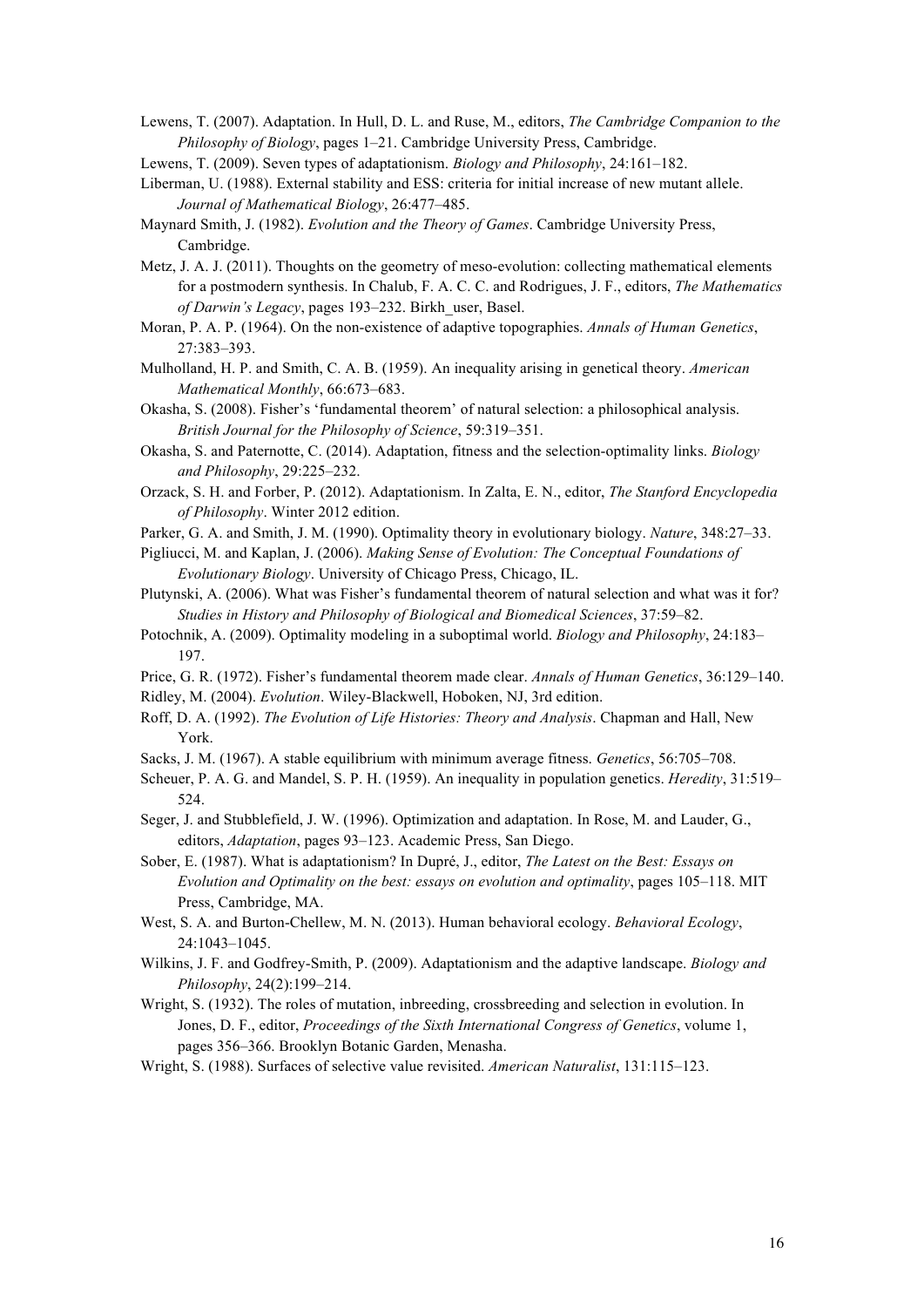Lewens, T. (2007). Adaptation. In Hull, D. L. and Ruse, M., editors, *The Cambridge Companion to the Philosophy of Biology*, pages 1–21. Cambridge University Press, Cambridge.

Lewens, T. (2009). Seven types of adaptationism. *Biology and Philosophy*, 24:161–182.

Liberman, U. (1988). External stability and ESS: criteria for initial increase of new mutant allele. *Journal of Mathematical Biology*, 26:477–485.

Maynard Smith, J. (1982). *Evolution and the Theory of Games*. Cambridge University Press, Cambridge.

Metz, J. A. J. (2011). Thoughts on the geometry of meso-evolution: collecting mathematical elements for a postmodern synthesis. In Chalub, F. A. C. C. and Rodrigues, J. F., editors, *The Mathematics of Darwin's Legacy*, pages 193–232. Birkh_user, Basel.

Moran, P. A. P. (1964). On the non-existence of adaptive topographies. *Annals of Human Genetics*, 27:383–393.

Mulholland, H. P. and Smith, C. A. B. (1959). An inequality arising in genetical theory. *American Mathematical Monthly*, 66:673–683.

Okasha, S. (2008). Fisher's 'fundamental theorem' of natural selection: a philosophical analysis. *British Journal for the Philosophy of Science*, 59:319–351.

Okasha, S. and Paternotte, C. (2014). Adaptation, fitness and the selection-optimality links. *Biology and Philosophy*, 29:225–232.

Orzack, S. H. and Forber, P. (2012). Adaptationism. In Zalta, E. N., editor, *The Stanford Encyclopedia of Philosophy*. Winter 2012 edition.

Parker, G. A. and Smith, J. M. (1990). Optimality theory in evolutionary biology. *Nature*, 348:27–33.

Pigliucci, M. and Kaplan, J. (2006). *Making Sense of Evolution: The Conceptual Foundations of Evolutionary Biology*. University of Chicago Press, Chicago, IL.

Plutynski, A. (2006). What was Fisher's fundamental theorem of natural selection and what was it for? *Studies in History and Philosophy of Biological and Biomedical Sciences*, 37:59–82.

Potochnik, A. (2009). Optimality modeling in a suboptimal world. *Biology and Philosophy*, 24:183–197.

Price, G. R. (1972). Fisher's fundamental theorem made clear. *Annals of Human Genetics*, 36:129–140.

Ridley, M. (2004). *Evolution*. Wiley-Blackwell, Hoboken, NJ, 3rd edition.

Roff, D. A. (1992). *The Evolution of Life Histories: Theory and Analysis*. Chapman and Hall, New York.

Sacks, J. M. (1967). A stable equilibrium with minimum average fitness. *Genetics*, 56:705–708.

Scheuer, P. A. G. and Mandel, S. P. H. (1959). An inequality in population genetics. *Heredity*, 31:519–524.

Seger, J. and Stubblefield, J. W. (1996). Optimization and adaptation. In Rose, M. and Lauder, G., editors, *Adaptation*, pages 93–123. Academic Press, San Diego.

Sober, E. (1987). What is adaptationism? In Dupré, J., editor, *The Latest on the Best: Essays on Evolution and Optimality on the best: essays on evolution and optimality*, pages 105–118. MIT Press, Cambridge, MA.

West, S. A. and Burton-Chellew, M. N. (2013). Human behavioral ecology. *Behavioral Ecology*, 24:1043–1045.

Wilkins, J. F. and Godfrey-Smith, P. (2009). Adaptationism and the adaptive landscape. *Biology and Philosophy*, 24(2):199–214.

Wright, S. (1932). The roles of mutation, inbreeding, crossbreeding and selection in evolution. In Jones, D. F., editor, *Proceedings of the Sixth International Congress of Genetics*, volume 1, pages 356–366. Brooklyn Botanic Garden, Menasha.

Wright, S. (1988). Surfaces of selective value revisited. *American Naturalist*, 131:115–123.